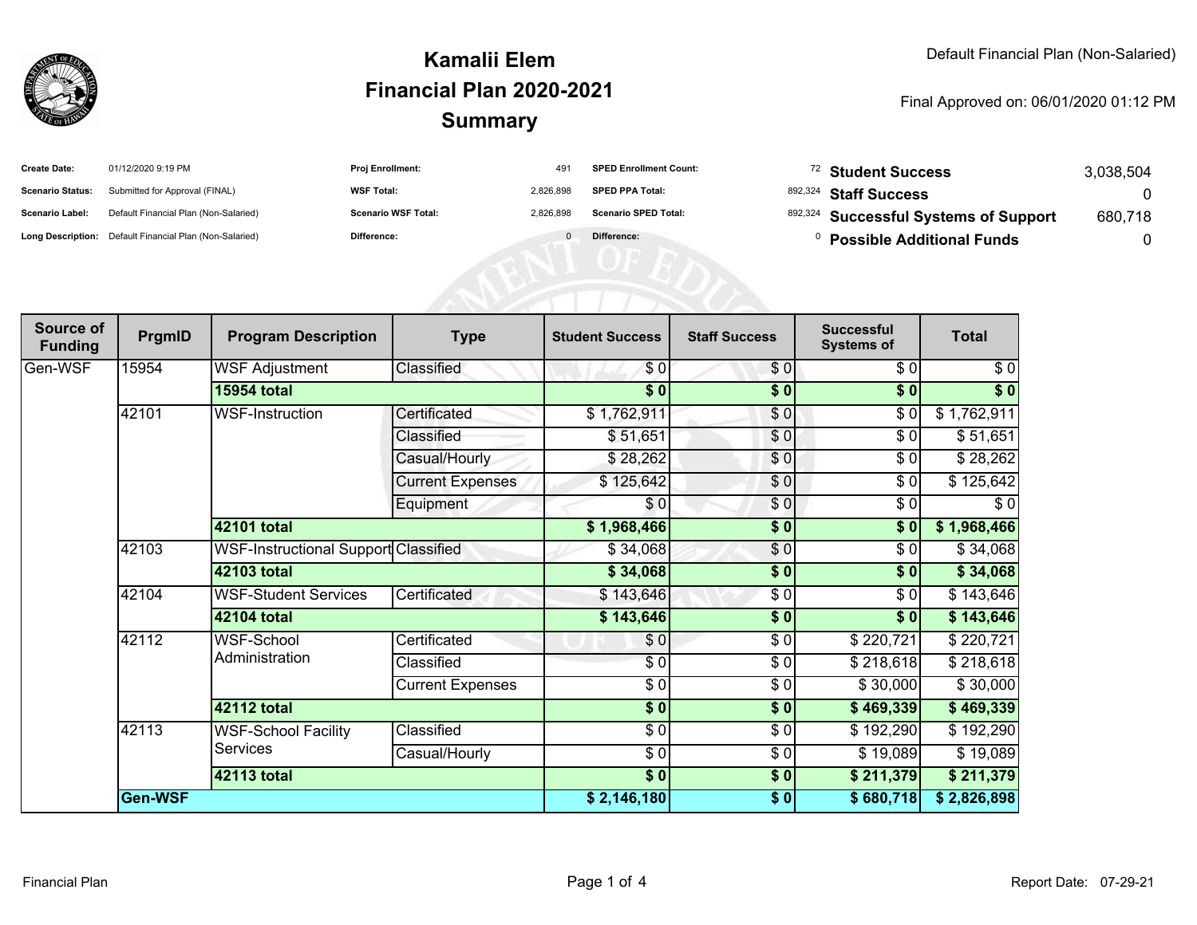# Kamalii Elem
## Financial Plan 2020-2021
## Summary

Default Financial Plan (Non-Salaried)

Final Approved on: 06/01/2020 01:12 PM

| | | | | | |
|---|---|---|---|---|---|
| **Create Date:** | 01/12/2020 9:19 PM | **Proj Enrollment:** | 491 | **SPED Enrollment Count:** | 72 |
| **Scenario Status:** | Submitted for Approval (FINAL) | **WSF Total:** | 2,826,898 | **SPED PPA Total:** | 892,324 |
| **Scenario Label:** | Default Financial Plan (Non-Salaried) | **Scenario WSF Total:** | 2,826,898 | **Scenario SPED Total:** | 892,324 |
| **Long Description:** | Default Financial Plan (Non-Salaried) | **Difference:** | 0 | **Difference:** | 0 |

| | |
|---|---|
| **Student Success** | 3,038,504 |
| **Staff Success** | 0 |
| **Successful Systems of Support** | 680,718 |
| **Possible Additional Funds** | 0 |

| Source of Funding | PrgmID | Program Description | Type | Student Success | Staff Success | Successful Systems of | Total |
|---|---|---|---|---|---|---|---|
| Gen-WSF | 15954 | WSF Adjustment | Classified | $ 0 | $ 0 | $ 0 | $ 0 |
| | | **15954 total** | | **$ 0** | **$ 0** | **$ 0** | **$ 0** |
| | 42101 | WSF-Instruction | Certificated | $ 1,762,911 | $ 0 | $ 0 | $ 1,762,911 |
| | | | Classified | $ 51,651 | $ 0 | $ 0 | $ 51,651 |
| | | | Casual/Hourly | $ 28,262 | $ 0 | $ 0 | $ 28,262 |
| | | | Current Expenses | $ 125,642 | $ 0 | $ 0 | $ 125,642 |
| | | | Equipment | $ 0 | $ 0 | $ 0 | $ 0 |
| | | **42101 total** | | **$ 1,968,466** | **$ 0** | **$ 0** | **$ 1,968,466** |
| | 42103 | WSF-Instructional Support | Classified | $ 34,068 | $ 0 | $ 0 | $ 34,068 |
| | | **42103 total** | | **$ 34,068** | **$ 0** | **$ 0** | **$ 34,068** |
| | 42104 | WSF-Student Services | Certificated | $ 143,646 | $ 0 | $ 0 | $ 143,646 |
| | | **42104 total** | | **$ 143,646** | **$ 0** | **$ 0** | **$ 143,646** |
| | 42112 | WSF-School Administration | Certificated | $ 0 | $ 0 | $ 220,721 | $ 220,721 |
| | | | Classified | $ 0 | $ 0 | $ 218,618 | $ 218,618 |
| | | | Current Expenses | $ 0 | $ 0 | $ 30,000 | $ 30,000 |
| | | **42112 total** | | **$ 0** | **$ 0** | **$ 469,339** | **$ 469,339** |
| | 42113 | WSF-School Facility Services | Classified | $ 0 | $ 0 | $ 192,290 | $ 192,290 |
| | | | Casual/Hourly | $ 0 | $ 0 | $ 19,089 | $ 19,089 |
| | | **42113 total** | | **$ 0** | **$ 0** | **$ 211,379** | **$ 211,379** |
| | **Gen-WSF** | | | **$ 2,146,180** | **$ 0** | **$ 680,718** | **$ 2,826,898** |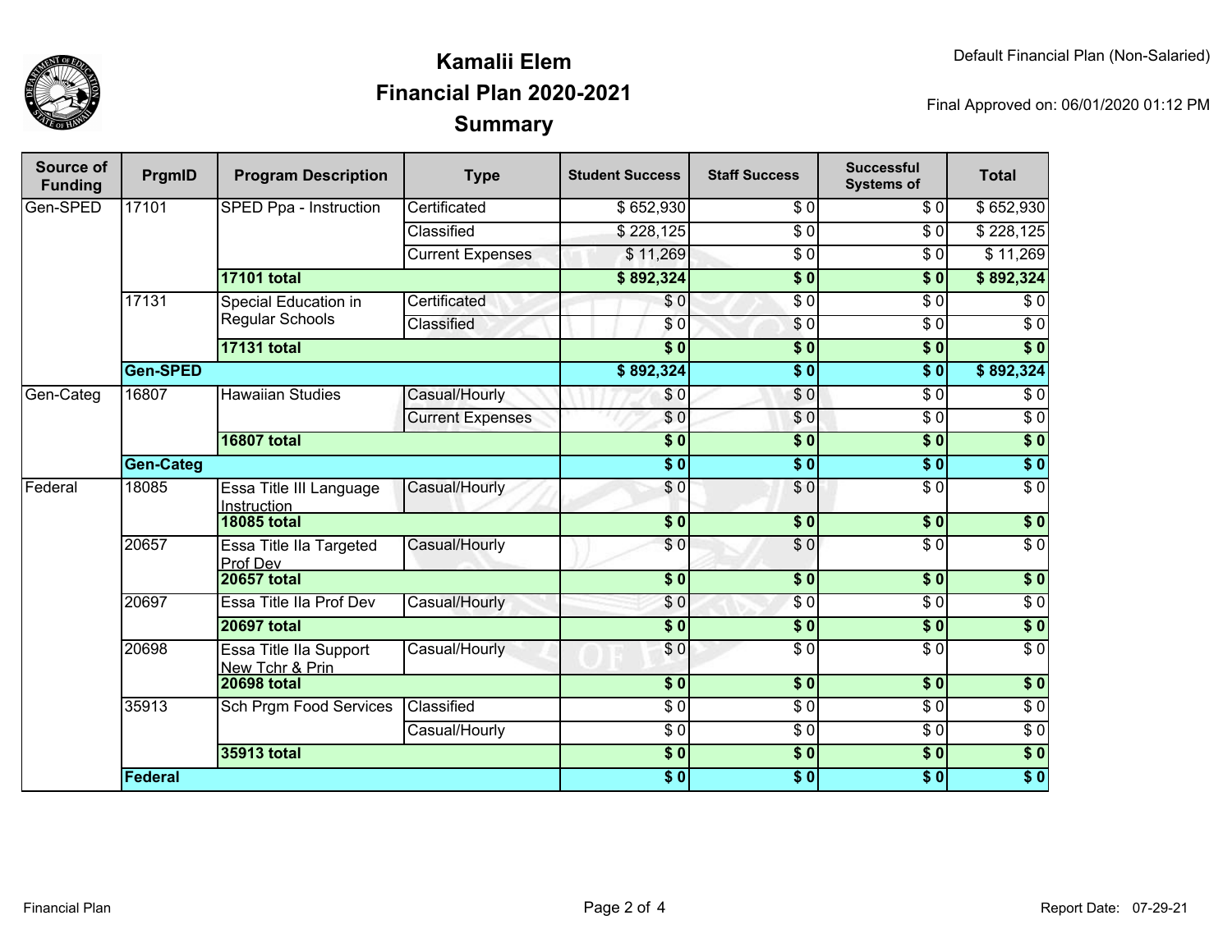# Kamalii Elem
# Financial Plan 2020-2021
# Summary

Default Financial Plan (Non-Salaried)

Final Approved on: 06/01/2020 01:12 PM

| Source of Funding | PrgmID | Program Description | Type | Student Success | Staff Success | Successful Systems of | Total |
|---|---|---|---|---|---|---|---|
| Gen-SPED | 17101 | SPED Ppa - Instruction | Certificated | $ 652,930 | $ 0 | $ 0 | $ 652,930 |
| | | | Classified | $ 228,125 | $ 0 | $ 0 | $ 228,125 |
| | | | Current Expenses | $ 11,269 | $ 0 | $ 0 | $ 11,269 |
| | | **17101 total** | | **$ 892,324** | **$ 0** | **$ 0** | **$ 892,324** |
| | 17131 | Special Education in Regular Schools | Certificated | $ 0 | $ 0 | $ 0 | $ 0 |
| | | | Classified | $ 0 | $ 0 | $ 0 | $ 0 |
| | | **17131 total** | | **$ 0** | **$ 0** | **$ 0** | **$ 0** |
| | **Gen-SPED** | | | **$ 892,324** | **$ 0** | **$ 0** | **$ 892,324** |
| Gen-Categ | 16807 | Hawaiian Studies | Casual/Hourly | $ 0 | $ 0 | $ 0 | $ 0 |
| | | | Current Expenses | $ 0 | $ 0 | $ 0 | $ 0 |
| | | **16807 total** | | **$ 0** | **$ 0** | **$ 0** | **$ 0** |
| | **Gen-Categ** | | | **$ 0** | **$ 0** | **$ 0** | **$ 0** |
| Federal | 18085 | Essa Title III Language Instruction | Casual/Hourly | $ 0 | $ 0 | $ 0 | $ 0 |
| | | **18085 total** | | **$ 0** | **$ 0** | **$ 0** | **$ 0** |
| | 20657 | Essa Title IIa Targeted Prof Dev | Casual/Hourly | $ 0 | $ 0 | $ 0 | $ 0 |
| | | **20657 total** | | **$ 0** | **$ 0** | **$ 0** | **$ 0** |
| | 20697 | Essa Title IIa Prof Dev | Casual/Hourly | $ 0 | $ 0 | $ 0 | $ 0 |
| | | **20697 total** | | **$ 0** | **$ 0** | **$ 0** | **$ 0** |
| | 20698 | Essa Title IIa Support New Tchr & Prin | Casual/Hourly | $ 0 | $ 0 | $ 0 | $ 0 |
| | | **20698 total** | | **$ 0** | **$ 0** | **$ 0** | **$ 0** |
| | 35913 | Sch Prgm Food Services | Classified | $ 0 | $ 0 | $ 0 | $ 0 |
| | | | Casual/Hourly | $ 0 | $ 0 | $ 0 | $ 0 |
| | | **35913 total** | | **$ 0** | **$ 0** | **$ 0** | **$ 0** |
| | **Federal** | | | **$ 0** | **$ 0** | **$ 0** | **$ 0** |

Report Date: 07-29-21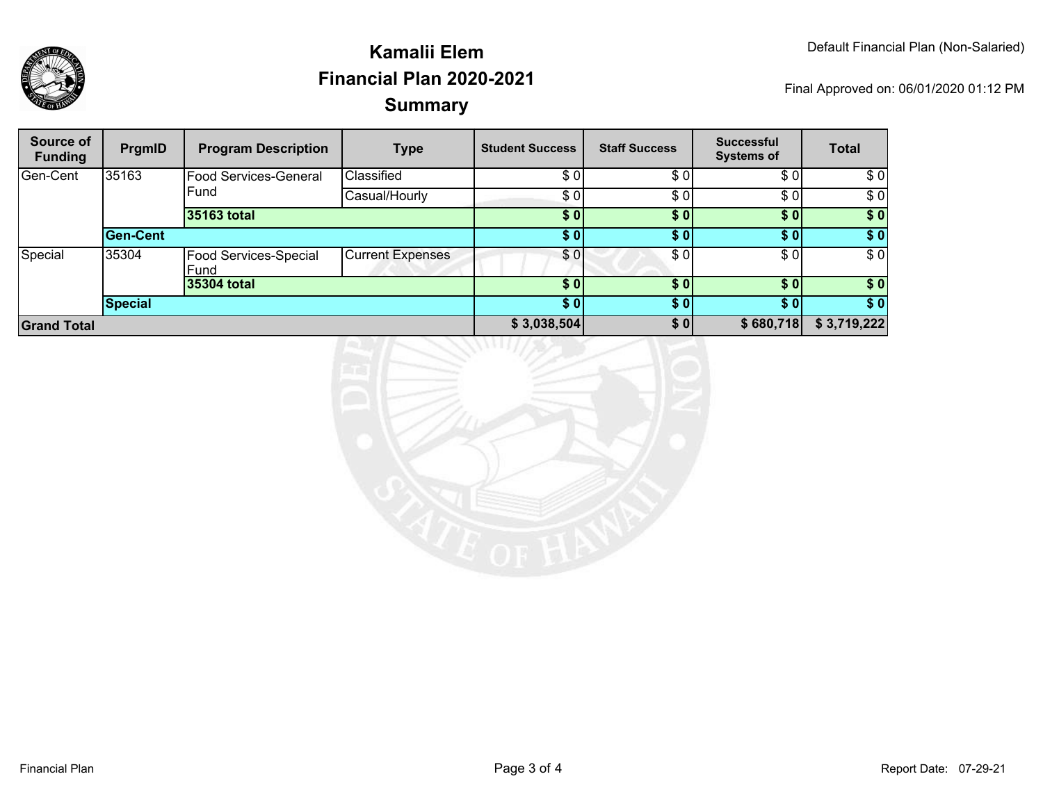# Kamalii Elem
## Financial Plan 2020-2021
## Summary

Default Financial Plan (Non-Salaried)

Final Approved on: 06/01/2020 01:12 PM

| Source of Funding | PrgmID | Program Description | Type | Student Success | Staff Success | Successful Systems of | Total |
|---|---|---|---|---|---|---|---|
| Gen-Cent | 35163 | Food Services-General Fund | Classified | $ 0 | $ 0 | $ 0 | $ 0 |
| | | | Casual/Hourly | $ 0 | $ 0 | $ 0 | $ 0 |
| | | **35163 total** | | **$ 0** | **$ 0** | **$ 0** | **$ 0** |
| | **Gen-Cent** | | | **$ 0** | **$ 0** | **$ 0** | **$ 0** |
| Special | 35304 | Food Services-Special Fund | Current Expenses | $ 0 | $ 0 | $ 0 | $ 0 |
| | | **35304 total** | | **$ 0** | **$ 0** | **$ 0** | **$ 0** |
| | **Special** | | | **$ 0** | **$ 0** | **$ 0** | **$ 0** |
| **Grand Total** | | | | **$ 3,038,504** | **$ 0** | **$ 680,718** | **$ 3,719,222** |

Financial Plan

Report Date: 07-29-21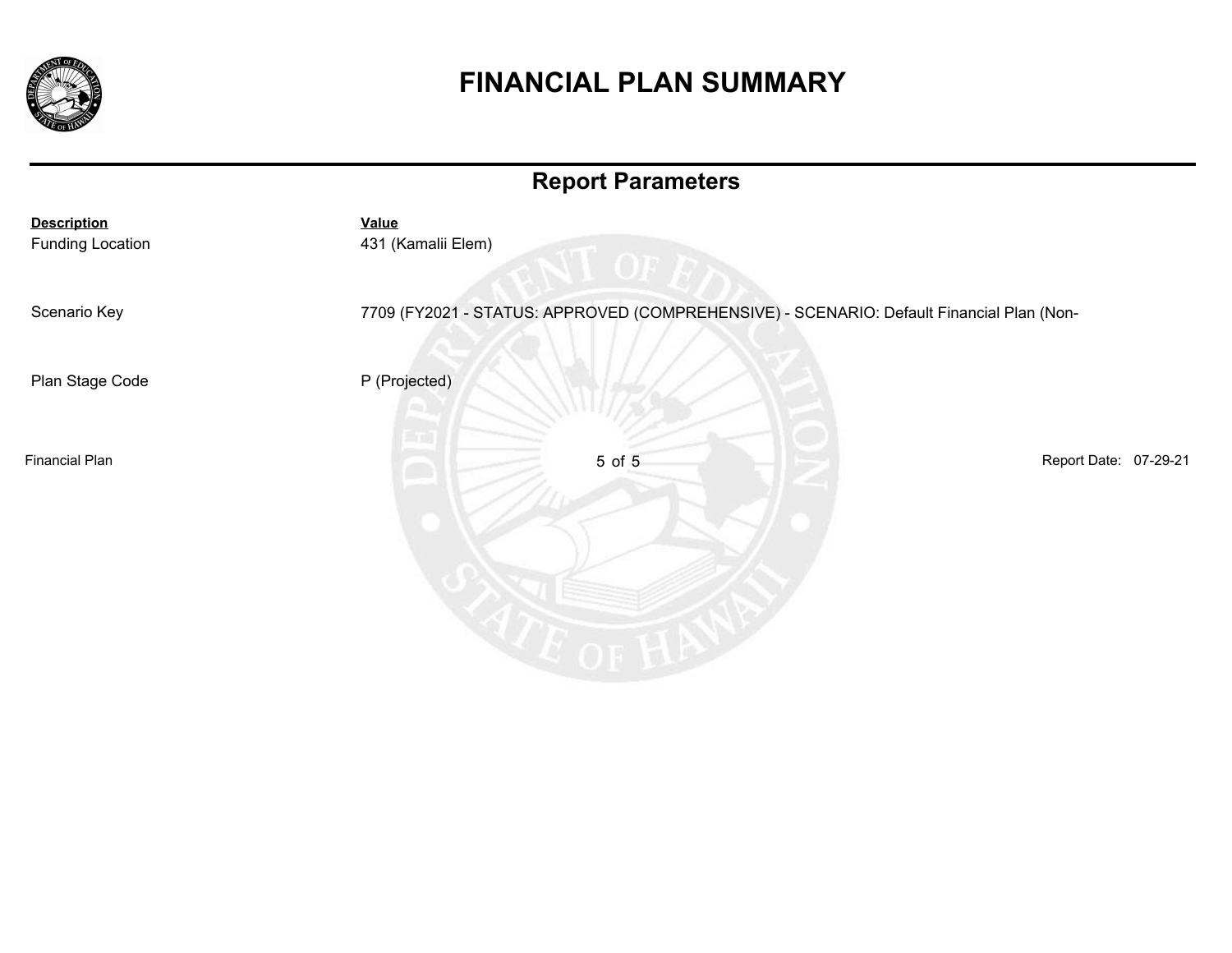# FINANCIAL PLAN SUMMARY

## Report Parameters

| Description | Value |
| --- | --- |
| Funding Location | 431 (Kamalii Elem) |
| Scenario Key | 7709 (FY2021 - STATUS: APPROVED (COMPREHENSIVE) - SCENARIO: Default Financial Plan (Non- |
| Plan Stage Code | P (Projected) |

Financial Plan

Report Date: 07-29-21